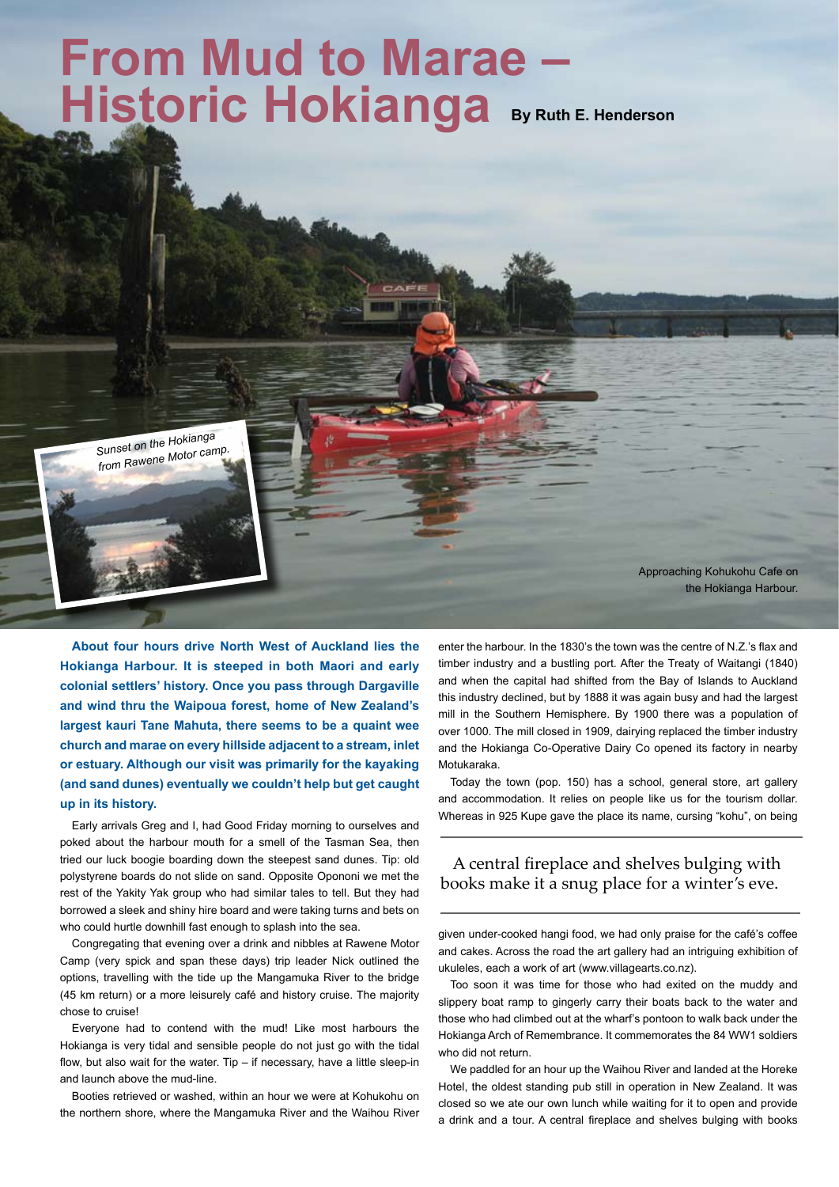# From Mud to Marae – Historic Hokianga

**By Ruth E. Henderson**

Sunset on the Hokianga from Rawene Motor camp.

Approaching Kohukohu Cafe on the Hokianga Harbour.

**About four hours drive North West of Auckland lies the Hokianga Harbour. It is steeped in both Maori and early colonial settlers' history. Once you pass through Dargaville and wind thru the Waipoua forest, home of New Zealand's largest kauri Tane Mahuta, there seems to be a quaint wee church and marae on every hillside adjacent to a stream, inlet or estuary. Although our visit was primarily for the kayaking (and sand dunes) eventually we couldn't help but get caught up in its history.**

Early arrivals Greg and I, had Good Friday morning to ourselves and poked about the harbour mouth for a smell of the Tasman Sea, then tried our luck boogie boarding down the steepest sand dunes. Tip: old polystyrene boards do not slide on sand. Opposite Opononi we met the rest of the Yakity Yak group who had similar tales to tell. But they had borrowed a sleek and shiny hire board and were taking turns and bets on who could hurtle downhill fast enough to splash into the sea.

Congregating that evening over a drink and nibbles at Rawene Motor Camp (very spick and span these days) trip leader Nick outlined the options, travelling with the tide up the Mangamuka River to the bridge (45 km return) or a more leisurely café and history cruise. The majority chose to cruise!

Everyone had to contend with the mud! Like most harbours the Hokianga is very tidal and sensible people do not just go with the tidal flow, but also wait for the water. Tip – if necessary, have a little sleep-in and launch above the mud-line.

Booties retrieved or washed, within an hour we were at Kohukohu on the northern shore, where the Mangamuka River and the Waihou River enter the harbour. In the 1830's the town was the centre of N.Z.'s flax and timber industry and a bustling port. After the Treaty of Waitangi (1840) and when the capital had shifted from the Bay of Islands to Auckland this industry declined, but by 1888 it was again busy and had the largest mill in the Southern Hemisphere. By 1900 there was a population of over 1000. The mill closed in 1909, dairying replaced the timber industry and the Hokianga Co-Operative Dairy Co opened its factory in nearby Motukaraka.

Today the town (pop. 150) has a school, general store, art gallery and accommodation. It relies on people like us for the tourism dollar. Whereas in 925 Kupe gave the place its name, cursing "kohu", on being given under-cooked hangi food, we had only praise for the café's coffee and cakes. Across the road the art gallery had an intriguing exhibition of ukuleles, each a work of art (www.villagearts.co.nz).

> A central fireplace and shelves bulging with books make it a snug place for a winter's eve.

Too soon it was time for those who had exited on the muddy and slippery boat ramp to gingerly carry their boats back to the water and those who had climbed out at the wharf's pontoon to walk back under the Hokianga Arch of Remembrance. It commemorates the 84 WW1 soldiers who did not return.

We paddled for an hour up the Waihou River and landed at the Horeke Hotel, the oldest standing pub still in operation in New Zealand. It was closed so we ate our own lunch while waiting for it to open and provide a drink and a tour. A central fireplace and shelves bulging with books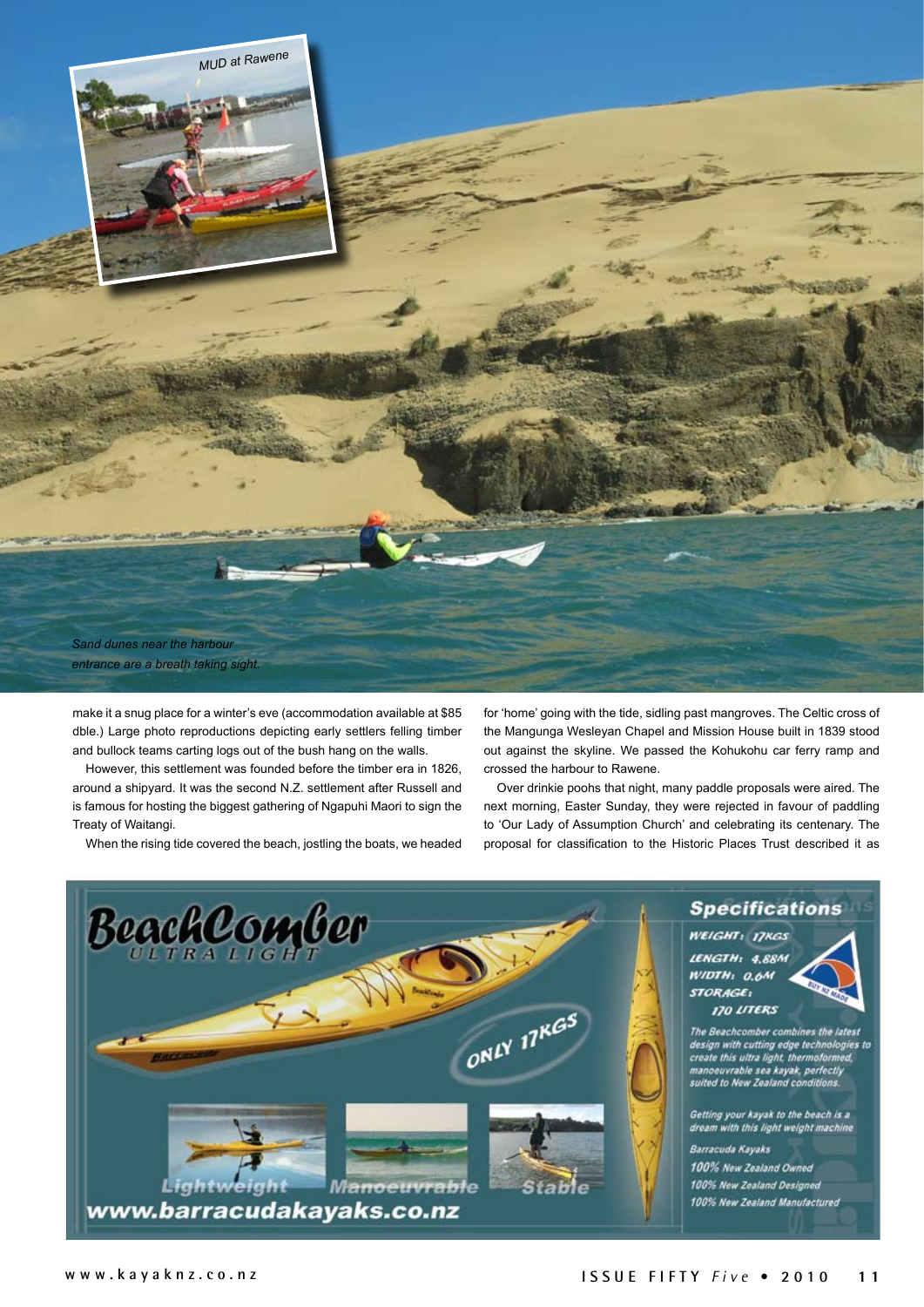MUD at Rawene

Sand dunes near the harbour entrance are a breath taking sight.

make it a snug place for a winter's eve (accommodation available at $85 dble.) Large photo reproductions depicting early settlers felling timber and bullock teams carting logs out of the bush hang on the walls.

However, this settlement was founded before the timber era in 1826, around a shipyard. It was the second N.Z. settlement after Russell and is famous for hosting the biggest gathering of Ngapuhi Maori to sign the Treaty of Waitangi.

When the rising tide covered the beach, jostling the boats, we headed for 'home' going with the tide, sidling past mangroves. The Celtic cross of the Mangunga Wesleyan Chapel and Mission House built in 1839 stood out against the skyline. We passed the Kohukohu car ferry ramp and crossed the harbour to Rawene.

Over drinkie poohs that night, many paddle proposals were aired. The next morning, Easter Sunday, they were rejected in favour of paddling to 'Our Lady of Assumption Church' and celebrating its centenary. The proposal for classification to the Historic Places Trust described it as

BeachComber ULTRA LIGHT

ONLY 17KGS

Specifications

WEIGHT: 17KGS
LENGTH: 4.88M
WIDTH: 0.6M
STORAGE: 170 LITERS

The Beachcomber combines the latest design with cutting edge technologies to create this ultra light, thermoformed, manoeuvrable sea kayak, perfectly suited to New Zealand conditions.

Getting your kayak to the beach is a dream with this light weight machine

Barracuda Kayaks
100% New Zealand Owned
100% New Zealand Designed
100% New Zealand Manufactured

Lightweight Manoeuvrable Stable

www.barracudakayaks.co.nz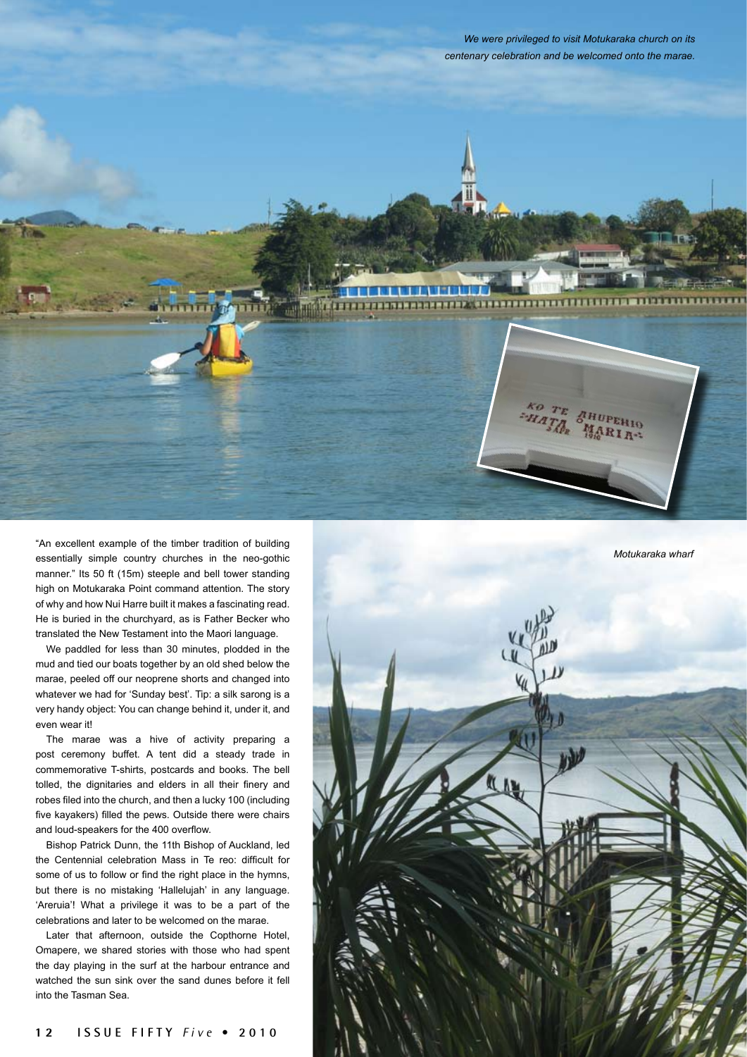*We were privileged to visit Motukaraka church on its centenary celebration and be welcomed onto the marae.*

*Motukaraka wharf*

"An excellent example of the timber tradition of building essentially simple country churches in the neo-gothic manner." Its 50 ft (15m) steeple and bell tower standing high on Motukaraka Point command attention. The story of why and how Nui Harre built it makes a fascinating read. He is buried in the churchyard, as is Father Becker who translated the New Testament into the Maori language.

We paddled for less than 30 minutes, plodded in the mud and tied our boats together by an old shed below the marae, peeled off our neoprene shorts and changed into whatever we had for 'Sunday best'. Tip: a silk sarong is a very handy object: You can change behind it, under it, and even wear it!

The marae was a hive of activity preparing a post ceremony buffet. A tent did a steady trade in commemorative T-shirts, postcards and books. The bell tolled, the dignitaries and elders in all their finery and robes filed into the church, and then a lucky 100 (including five kayakers) filled the pews. Outside there were chairs and loud-speakers for the 400 overflow.

Bishop Patrick Dunn, the 11th Bishop of Auckland, led the Centennial celebration Mass in Te reo: difficult for some of us to follow or find the right place in the hymns, but there is no mistaking 'Hallelujah' in any language. 'Areruia'! What a privilege it was to be a part of the celebrations and later to be welcomed on the marae.

Later that afternoon, outside the Copthorne Hotel, Omapere, we shared stories with those who had spent the day playing in the surf at the harbour entrance and watched the sun sink over the sand dunes before it fell into the Tasman Sea.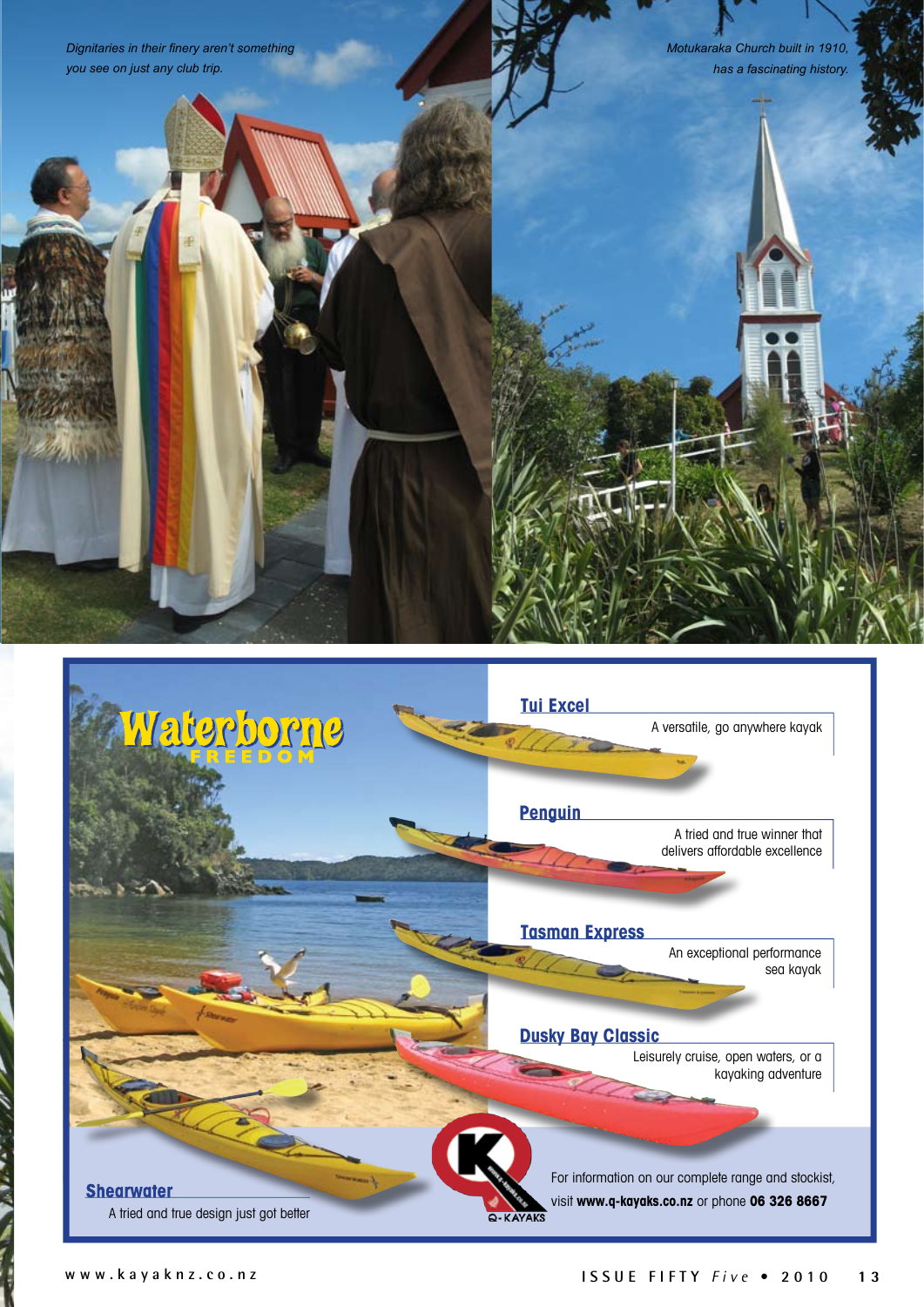*Dignitaries in their finery aren't something you see on just any club trip.*

*Motukaraka Church built in 1910, has a fascinating history.*

**Waterborne FREEDOM**

**Tui Excel**
A versatile, go anywhere kayak

**Penguin**
A tried and true winner that delivers affordable excellence

**Tasman Express**
An exceptional performance sea kayak

**Dusky Bay Classic**
Leisurely cruise, open waters, or a kayaking adventure

**Shearwater**
A tried and true design just got better

For information on our complete range and stockist, visit **www.q-kayaks.co.nz** or phone **06 326 8667**

Q-KAYAKS